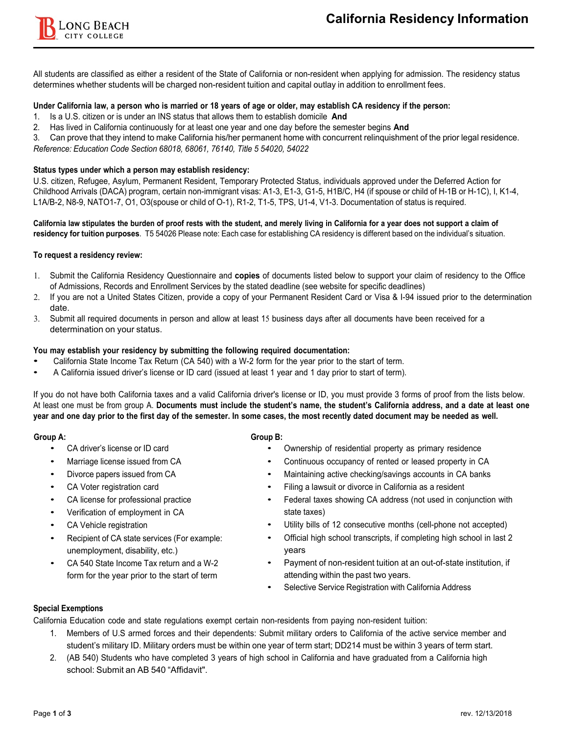# California Residency Information

All students are classified as either a resident of the State of California or non-resident when applying for admission. The residency status determines whether students will be charged non-resident tuition and capital outlay in addition to enrollment fees.

**Under California law, a person who is married or 18 years of age or older, may establish CA residency if the person:**

1. Is a U.S. citizen or is under an INS status that allows them to establish domicile **And**
2. Has lived in California continuously for at least one year and one day before the semester begins **And**
3. Can prove that they intend to make California his/her permanent home with concurrent relinquishment of the prior legal residence.

*Reference: Education Code Section 68018, 68061, 76140, Title 5 54020, 54022*

**Status types under which a person may establish residency:**

U.S. citizen, Refugee, Asylum, Permanent Resident, Temporary Protected Status, individuals approved under the Deferred Action for Childhood Arrivals (DACA) program, certain non-immigrant visas: A1-3, E1-3, G1-5, H1B/C, H4 (if spouse or child of H-1B or H-1C), I, K1-4, L1A/B-2, N8-9, NATO1-7, O1, O3(spouse or child of O-1), R1-2, T1-5, TPS, U1-4, V1-3. Documentation of status is required.

**California law stipulates the burden of proof rests with the student, and merely living in California for a year does not support a claim of residency for tuition purposes**. T5 54026 Please note: Each case for establishing CA residency is different based on the individual's situation.

**To request a residency review:**

1. Submit the California Residency Questionnaire and **copies** of documents listed below to support your claim of residency to the Office of Admissions, Records and Enrollment Services by the stated deadline (see website for specific deadlines)
2. If you are not a United States Citizen, provide a copy of your Permanent Resident Card or Visa & I-94 issued prior to the determination date.
3. Submit all required documents in person and allow at least 15 business days after all documents have been received for a determination on your status.

**You may establish your residency by submitting the following required documentation:**

- California State Income Tax Return (CA 540) with a W-2 form for the year prior to the start of term.
- A California issued driver's license or ID card (issued at least 1 year and 1 day prior to start of term).

If you do not have both California taxes and a valid California driver's license or ID, you must provide 3 forms of proof from the lists below. At least one must be from group A. **Documents must include the student's name, the student's California address, and a date at least one year and one day prior to the first day of the semester. In some cases, the most recently dated document may be needed as well.**

**Group A:**

- CA driver's license or ID card
- Marriage license issued from CA
- Divorce papers issued from CA
- CA Voter registration card
- CA license for professional practice
- Verification of employment in CA
- CA Vehicle registration
- Recipient of CA state services (For example: unemployment, disability, etc.)
- CA 540 State Income Tax return and a W-2 form for the year prior to the start of term

**Group B:**

- Ownership of residential property as primary residence
- Continuous occupancy of rented or leased property in CA
- Maintaining active checking/savings accounts in CA banks
- Filing a lawsuit or divorce in California as a resident
- Federal taxes showing CA address (not used in conjunction with state taxes)
- Utility bills of 12 consecutive months (cell-phone not accepted)
- Official high school transcripts, if completing high school in last 2 years
- Payment of non-resident tuition at an out-of-state institution, if attending within the past two years.
- Selective Service Registration with California Address

**Special Exemptions**

California Education code and state regulations exempt certain non-residents from paying non-resident tuition:

1. Members of U.S armed forces and their dependents: Submit military orders to California of the active service member and student's military ID. Military orders must be within one year of term start; DD214 must be within 3 years of term start.
2. (AB 540) Students who have completed 3 years of high school in California and have graduated from a California high school: Submit an AB 540 "Affidavit".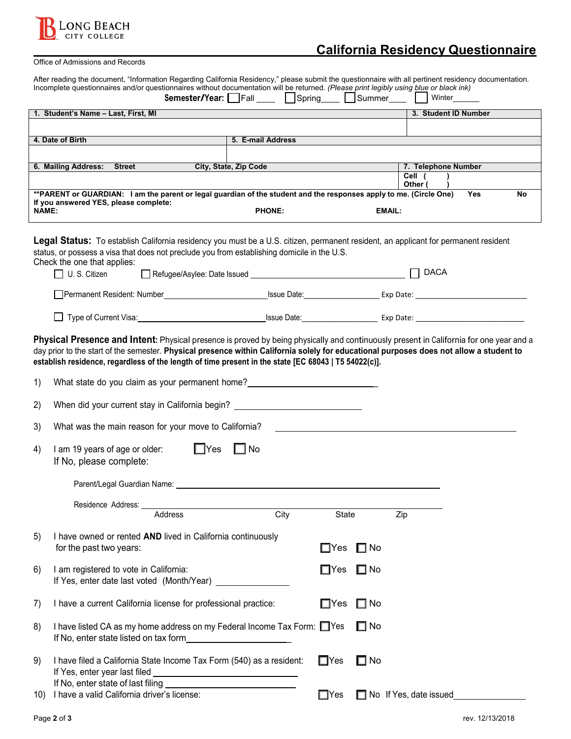LONG BEACH CITY COLLEGE

# California Residency Questionnaire

Office of Admissions and Records

After reading the document, "Information Regarding California Residency," please submit the questionnaire with all pertinent residency documentation. Incomplete questionnaires and/or questionnaires without documentation will be returned. *(Please print legibly using blue or black ink)*

**Semester/Year:** ☐ Fall ____ ☐ Spring____ ☐ Summer____ ☐ Winter______

| **1. Student's Name – Last, First, MI** | | **3. Student ID Number** |
|---|---|---|
| | | |
| **4. Date of Birth** | **5. E-mail Address** | |
| | | |
| **6. Mailing Address: Street** | **City, State, Zip Code** | **7. Telephone Number** |
| | | **Cell ( )** <br> **Other ( )** |

**\*\*PARENT or GUARDIAN: I am the parent or legal guardian of the student and the responses apply to me. (Circle One) Yes No**
**If you answered YES, please complete:**
**NAME:** **PHONE:** **EMAIL:**

**Legal Status:** To establish California residency you must be a U.S. citizen, permanent resident, an applicant for permanent resident status, or possess a visa that does not preclude you from establishing domicile in the U.S.
Check the one that applies:

☐ U. S. Citizen ☐ Refugee/Asylee: Date Issued ______________________ ☐ DACA

☐ Permanent Resident: Number______________________ Issue Date:_________________ Exp Date: __________________________

☐ Type of Current Visa:______________________ Issue Date:_________________ Exp Date: __________________________

**Physical Presence and Intent:** Physical presence is proved by being physically and continuously present in California for one year and a day prior to the start of the semester. **Physical presence within California solely for educational purposes does not allow a student to establish residence, regardless of the length of time present in the state [EC 68043 | T5 54022(c)].**

1) What state do you claim as your permanent home?______________________

2) When did your current stay in California begin? ______________________

3) What was the main reason for your move to California? ______________________

4) I am 19 years of age or older: ☐ Yes ☐ No
If No, please complete:

Parent/Legal Guardian Name: ______________________

Residence Address: ______________________
Address City State Zip

5) I have owned or rented **AND** lived in California continuously for the past two years: ☐ Yes ☐ No

6) I am registered to vote in California: ☐ Yes ☐ No
If Yes, enter date last voted (Month/Year) ____________

7) I have a current California license for professional practice: ☐ Yes ☐ No

8) I have listed CA as my home address on my Federal Income Tax Form: ☐ Yes ☐ No
If No, enter state listed on tax form______________________

9) I have filed a California State Income Tax Form (540) as a resident: ☐ Yes ☐ No
If Yes, enter year last filed ______________________
If No, enter state of last filing ______________________

10) I have a valid California driver's license: ☐ Yes ☐ No If Yes, date issued______________

rev. 12/13/2018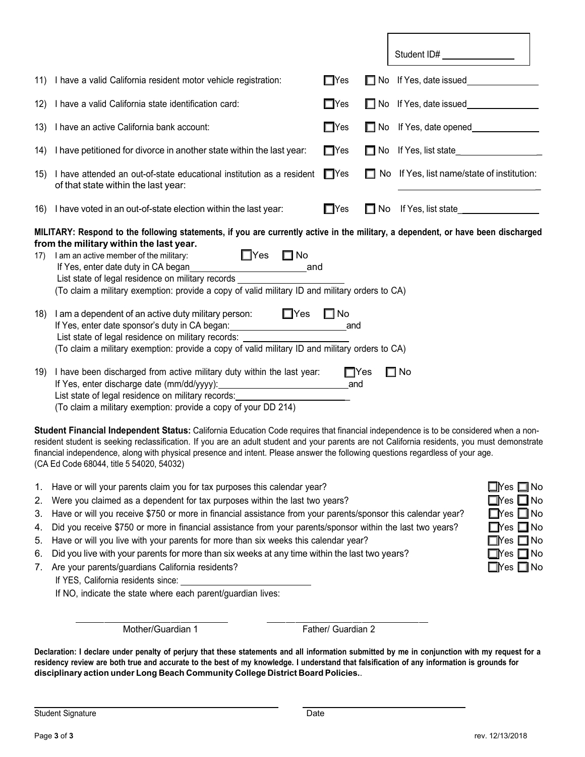Student ID# _______________

11) I have a valid California resident motor vehicle registration: ☐ Yes ☐ No If Yes, date issued_______________

12) I have a valid California state identification card: ☐ Yes ☐ No If Yes, date issued_______________

13) I have an active California bank account: ☐ Yes ☐ No If Yes, date opened_______________

14) I have petitioned for divorce in another state within the last year: ☐ Yes ☐ No If Yes, list state_______________

15) I have attended an out-of-state educational institution as a resident of that state within the last year: ☐ Yes ☐ No If Yes, list name/state of institution: _______________

16) I have voted in an out-of-state election within the last year: ☐ Yes ☐ No If Yes, list state_______________

**MILITARY: Respond to the following statements, if you are currently active in the military, a dependent, or have been discharged from the military within the last year.**

17) I am an active member of the military: ☐ Yes ☐ No
If Yes, enter date duty in CA began_______________and
List state of legal residence on military records _______________
(To claim a military exemption: provide a copy of valid military ID and military orders to CA)

18) I am a dependent of an active duty military person: ☐ Yes ☐ No
If Yes, enter date sponsor's duty in CA began:_______________and
List state of legal residence on military records: _______________
(To claim a military exemption: provide a copy of valid military ID and military orders to CA)

19) I have been discharged from active military duty within the last year: ☐ Yes ☐ No
If Yes, enter discharge date (mm/dd/yyyy):_______________and
List state of legal residence on military records:_______________
(To claim a military exemption: provide a copy of your DD 214)

**Student Financial Independent Status:** California Education Code requires that financial independence is to be considered when a non-resident student is seeking reclassification. If you are an adult student and your parents are not California residents, you must demonstrate financial independence, along with physical presence and intent. Please answer the following questions regardless of your age. (CA Ed Code 68044, title 5 54020, 54032)

1. Have or will your parents claim you for tax purposes this calendar year? ☐ Yes ☐ No
2. Were you claimed as a dependent for tax purposes within the last two years? ☐ Yes ☐ No
3. Have or will you receive $750 or more in financial assistance from your parents/sponsor this calendar year? ☐ Yes ☐ No
4. Did you receive $750 or more in financial assistance from your parents/sponsor within the last two years? ☐ Yes ☐ No
5. Have or will you live with your parents for more than six weeks this calendar year? ☐ Yes ☐ No
6. Did you live with your parents for more than six weeks at any time within the last two years? ☐ Yes ☐ No
7. Are your parents/guardians California residents? ☐ Yes ☐ No
If YES, California residents since: _______________
If NO, indicate the state where each parent/guardian lives:

_______________ Mother/Guardian 1

_______________ Father/ Guardian 2

**Declaration: I declare under penalty of perjury that these statements and all information submitted by me in conjunction with my request for a residency review are both true and accurate to the best of my knowledge. I understand that falsification of any information is grounds for disciplinary action under Long Beach Community College District Board Policies.**.

_______________ Student Signature

_______________ Date

rev. 12/13/2018